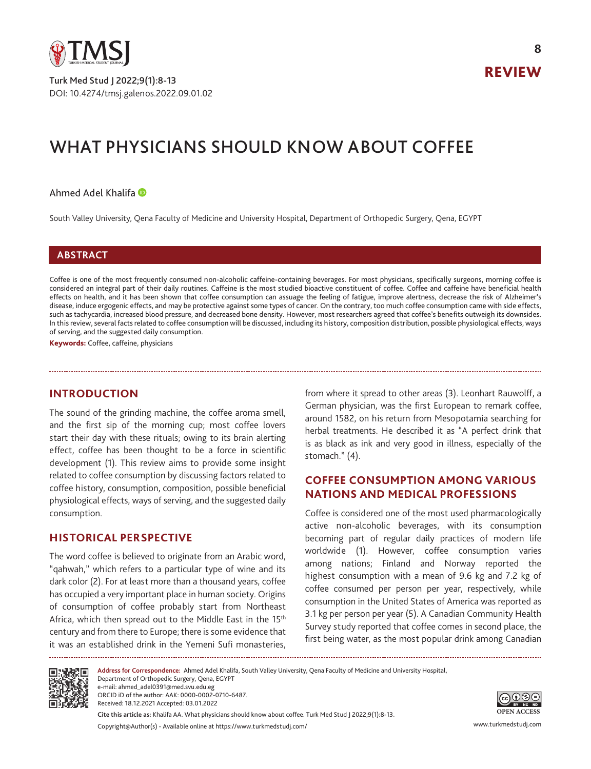REVIEW

# WHAT PHYSICIANS SHOULD KNOW ABOUT COFFEE

Ahmed Adel Khalifa

South Valley University, Qena Faculty of Medicine and University Hospital, Department of Orthopedic Surgery, Qena, EGYPT

## ABSTRACT

Coffee is one of the most frequently consumed non-alcoholic caffeine-containing beverages. For most physicians, specifically surgeons, morning coffee is considered an integral part of their daily routines. Caffeine is the most studied bioactive constituent of coffee. Coffee and caffeine have beneficial health effects on health, and it has been shown that coffee consumption can assuage the feeling of fatigue, improve alertness, decrease the risk of Alzheimer's disease, induce ergogenic effects, and may be protective against some types of cancer. On the contrary, too much coffee consumption came with side effects, such as tachycardia, increased blood pressure, and decreased bone density. However, most researchers agreed that coffee's benefits outweigh its downsides. In this review, several facts related to coffee consumption will be discussed, including its history, composition distribution, possible physiological effects, ways of serving, and the suggested daily consumption.

**Keywords:** Coffee, caffeine, physicians

## INTRODUCTION

The sound of the grinding machine, the coffee aroma smell, and the first sip of the morning cup; most coffee lovers start their day with these rituals; owing to its brain alerting effect, coffee has been thought to be a force in scientific development (1). This review aims to provide some insight related to coffee consumption by discussing factors related to coffee history, consumption, composition, possible beneficial physiological effects, ways of serving, and the suggested daily consumption.

## HISTORICAL PERSPECTIVE

The word coffee is believed to originate from an Arabic word, "qahwah," which refers to a particular type of wine and its dark color (2). For at least more than a thousand years, coffee has occupied a very important place in human society. Origins of consumption of coffee probably start from Northeast Africa, which then spread out to the Middle East in the 15th century and from there to Europe; there is some evidence that it was an established drink in the Yemeni Sufi monasteries, from where it spread to other areas (3). Leonhart Rauwolff, a German physician, was the first European to remark coffee, around 1582, on his return from Mesopotamia searching for herbal treatments. He described it as "A perfect drink that is as black as ink and very good in illness, especially of the stomach." (4).

## COFFEE CONSUMPTION AMONG VARIOUS NATIONS AND MEDICAL PROFESSIONS

Coffee is considered one of the most used pharmacologically active non-alcoholic beverages, with its consumption becoming part of regular daily practices of modern life worldwide (1). However, coffee consumption varies among nations; Finland and Norway reported the highest consumption with a mean of 9.6 kg and 7.2 kg of coffee consumed per person per year, respectively, while consumption in the United States of America was reported as 3.1 kg per person per year (5). A Canadian Community Health Survey study reported that coffee comes in second place, the first being water, as the most popular drink among Canadian

---

**Address for Correspondence:** Ahmed Adel Khalifa, South Valley University, Qena Faculty of Medicine and University Hospital, Department of Orthopedic Surgery, Qena, EGYPT
e-mail: ahmed_adel0391@med.svu.edu.eg
ORCID iD of the author: AAK: 0000-0002-0710-6487.
Received: 18.12.2021 Accepted: 03.01.2022

**Cite this article as:** Khalifa AA. What physicians should know about coffee. Turk Med Stud J 2022;9(1):8-13.

Copyright@Author(s) - Available online at https://www.turkmedstudj.com/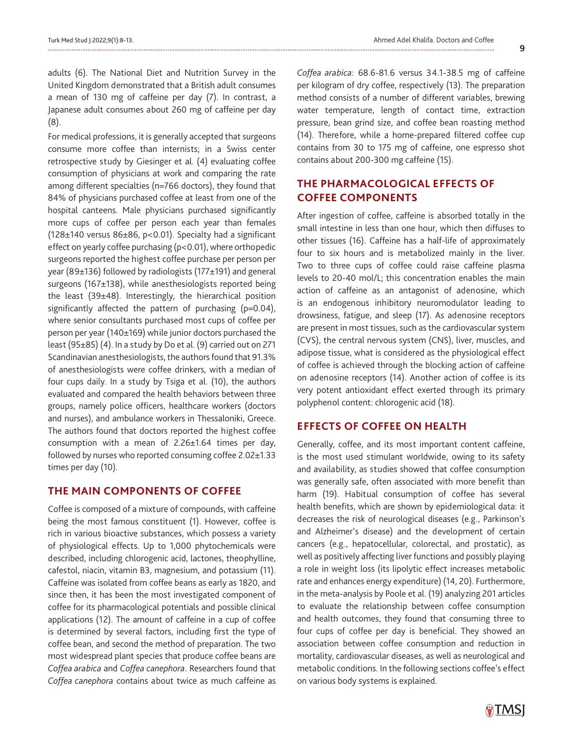adults (6). The National Diet and Nutrition Survey in the United Kingdom demonstrated that a British adult consumes a mean of 130 mg of caffeine per day (7). In contrast, a Japanese adult consumes about 260 mg of caffeine per day (8).

For medical professions, it is generally accepted that surgeons consume more coffee than internists; in a Swiss center retrospective study by Giesinger et al. (4) evaluating coffee consumption of physicians at work and comparing the rate among different specialties (n=766 doctors), they found that 84% of physicians purchased coffee at least from one of the hospital canteens. Male physicians purchased significantly more cups of coffee per person each year than females (128±140 versus 86±86, p<0.01). Specialty had a significant effect on yearly coffee purchasing (p<0.01), where orthopedic surgeons reported the highest coffee purchase per person per year (89±136) followed by radiologists (177±191) and general surgeons (167±138), while anesthesiologists reported being the least (39±48). Interestingly, the hierarchical position significantly affected the pattern of purchasing (p=0.04), where senior consultants purchased most cups of coffee per person per year (140±169) while junior doctors purchased the least (95±85) (4). In a study by Do et al. (9) carried out on 271 Scandinavian anesthesiologists, the authors found that 91.3% of anesthesiologists were coffee drinkers, with a median of four cups daily. In a study by Tsiga et al. (10), the authors evaluated and compared the health behaviors between three groups, namely police officers, healthcare workers (doctors and nurses), and ambulance workers in Thessaloniki, Greece. The authors found that doctors reported the highest coffee consumption with a mean of 2.26±1.64 times per day, followed by nurses who reported consuming coffee 2.02±1.33 times per day (10).

## THE MAIN COMPONENTS OF COFFEE

Coffee is composed of a mixture of compounds, with caffeine being the most famous constituent (1). However, coffee is rich in various bioactive substances, which possess a variety of physiological effects. Up to 1,000 phytochemicals were described, including chlorogenic acid, lactones, theophylline, cafestol, niacin, vitamin B3, magnesium, and potassium (11). Caffeine was isolated from coffee beans as early as 1820, and since then, it has been the most investigated component of coffee for its pharmacological potentials and possible clinical applications (12). The amount of caffeine in a cup of coffee is determined by several factors, including first the type of coffee bean, and second the method of preparation. The two most widespread plant species that produce coffee beans are *Coffea arabica* and *Coffea canephora*. Researchers found that *Coffea canephora* contains about twice as much caffeine as *Coffea arabica*: 68.6-81.6 versus 34.1-38.5 mg of caffeine per kilogram of dry coffee, respectively (13). The preparation method consists of a number of different variables, brewing water temperature, length of contact time, extraction pressure, bean grind size, and coffee bean roasting method (14). Therefore, while a home-prepared filtered coffee cup contains from 30 to 175 mg of caffeine, one espresso shot contains about 200-300 mg caffeine (15).

## THE PHARMACOLOGICAL EFFECTS OF COFFEE COMPONENTS

After ingestion of coffee, caffeine is absorbed totally in the small intestine in less than one hour, which then diffuses to other tissues (16). Caffeine has a half-life of approximately four to six hours and is metabolized mainly in the liver. Two to three cups of coffee could raise caffeine plasma levels to 20-40 mol/L; this concentration enables the main action of caffeine as an antagonist of adenosine, which is an endogenous inhibitory neuromodulator leading to drowsiness, fatigue, and sleep (17). As adenosine receptors are present in most tissues, such as the cardiovascular system (CVS), the central nervous system (CNS), liver, muscles, and adipose tissue, what is considered as the physiological effect of coffee is achieved through the blocking action of caffeine on adenosine receptors (14). Another action of coffee is its very potent antioxidant effect exerted through its primary polyphenol content: chlorogenic acid (18).

## EFFECTS OF COFFEE ON HEALTH

Generally, coffee, and its most important content caffeine, is the most used stimulant worldwide, owing to its safety and availability, as studies showed that coffee consumption was generally safe, often associated with more benefit than harm (19). Habitual consumption of coffee has several health benefits, which are shown by epidemiological data: it decreases the risk of neurological diseases (e.g., Parkinson's and Alzheimer's disease) and the development of certain cancers (e.g., hepatocellular, colorectal, and prostatic), as well as positively affecting liver functions and possibly playing a role in weight loss (its lipolytic effect increases metabolic rate and enhances energy expenditure) (14, 20). Furthermore, in the meta-analysis by Poole et al. (19) analyzing 201 articles to evaluate the relationship between coffee consumption and health outcomes, they found that consuming three to four cups of coffee per day is beneficial. They showed an association between coffee consumption and reduction in mortality, cardiovascular diseases, as well as neurological and metabolic conditions. In the following sections coffee's effect on various body systems is explained.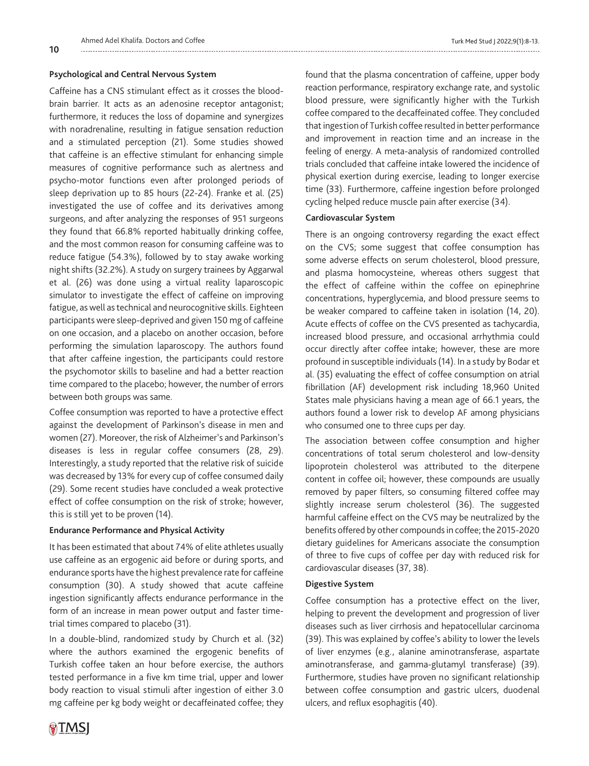### Psychological and Central Nervous System

Caffeine has a CNS stimulant effect as it crosses the blood-brain barrier. It acts as an adenosine receptor antagonist; furthermore, it reduces the loss of dopamine and synergizes with noradrenaline, resulting in fatigue sensation reduction and a stimulated perception (21). Some studies showed that caffeine is an effective stimulant for enhancing simple measures of cognitive performance such as alertness and psycho-motor functions even after prolonged periods of sleep deprivation up to 85 hours (22-24). Franke et al. (25) investigated the use of coffee and its derivatives among surgeons, and after analyzing the responses of 951 surgeons they found that 66.8% reported habitually drinking coffee, and the most common reason for consuming caffeine was to reduce fatigue (54.3%), followed by to stay awake working night shifts (32.2%). A study on surgery trainees by Aggarwal et al. (26) was done using a virtual reality laparoscopic simulator to investigate the effect of caffeine on improving fatigue, as well as technical and neurocognitive skills. Eighteen participants were sleep-deprived and given 150 mg of caffeine on one occasion, and a placebo on another occasion, before performing the simulation laparoscopy. The authors found that after caffeine ingestion, the participants could restore the psychomotor skills to baseline and had a better reaction time compared to the placebo; however, the number of errors between both groups was same.

Coffee consumption was reported to have a protective effect against the development of Parkinson's disease in men and women (27). Moreover, the risk of Alzheimer's and Parkinson's diseases is less in regular coffee consumers (28, 29). Interestingly, a study reported that the relative risk of suicide was decreased by 13% for every cup of coffee consumed daily (29). Some recent studies have concluded a weak protective effect of coffee consumption on the risk of stroke; however, this is still yet to be proven (14).

### Endurance Performance and Physical Activity

It has been estimated that about 74% of elite athletes usually use caffeine as an ergogenic aid before or during sports, and endurance sports have the highest prevalence rate for caffeine consumption (30). A study showed that acute caffeine ingestion significantly affects endurance performance in the form of an increase in mean power output and faster time-trial times compared to placebo (31).

In a double-blind, randomized study by Church et al. (32) where the authors examined the ergogenic benefits of Turkish coffee taken an hour before exercise, the authors tested performance in a five km time trial, upper and lower body reaction to visual stimuli after ingestion of either 3.0 mg caffeine per kg body weight or decaffeinated coffee; they found that the plasma concentration of caffeine, upper body reaction performance, respiratory exchange rate, and systolic blood pressure, were significantly higher with the Turkish coffee compared to the decaffeinated coffee. They concluded that ingestion of Turkish coffee resulted in better performance and improvement in reaction time and an increase in the feeling of energy. A meta-analysis of randomized controlled trials concluded that caffeine intake lowered the incidence of physical exertion during exercise, leading to longer exercise time (33). Furthermore, caffeine ingestion before prolonged cycling helped reduce muscle pain after exercise (34).

### Cardiovascular System

There is an ongoing controversy regarding the exact effect on the CVS; some suggest that coffee consumption has some adverse effects on serum cholesterol, blood pressure, and plasma homocysteine, whereas others suggest that the effect of caffeine within the coffee on epinephrine concentrations, hyperglycemia, and blood pressure seems to be weaker compared to caffeine taken in isolation (14, 20). Acute effects of coffee on the CVS presented as tachycardia, increased blood pressure, and occasional arrhythmia could occur directly after coffee intake; however, these are more profound in susceptible individuals (14). In a study by Bodar et al. (35) evaluating the effect of coffee consumption on atrial fibrillation (AF) development risk including 18,960 United States male physicians having a mean age of 66.1 years, the authors found a lower risk to develop AF among physicians who consumed one to three cups per day.

The association between coffee consumption and higher concentrations of total serum cholesterol and low-density lipoprotein cholesterol was attributed to the diterpene content in coffee oil; however, these compounds are usually removed by paper filters, so consuming filtered coffee may slightly increase serum cholesterol (36). The suggested harmful caffeine effect on the CVS may be neutralized by the benefits offered by other compounds in coffee; the 2015-2020 dietary guidelines for Americans associate the consumption of three to five cups of coffee per day with reduced risk for cardiovascular diseases (37, 38).

### Digestive System

Coffee consumption has a protective effect on the liver, helping to prevent the development and progression of liver diseases such as liver cirrhosis and hepatocellular carcinoma (39). This was explained by coffee's ability to lower the levels of liver enzymes (e.g., alanine aminotransferase, aspartate aminotransferase, and gamma-glutamyl transferase) (39). Furthermore, studies have proven no significant relationship between coffee consumption and gastric ulcers, duodenal ulcers, and reflux esophagitis (40).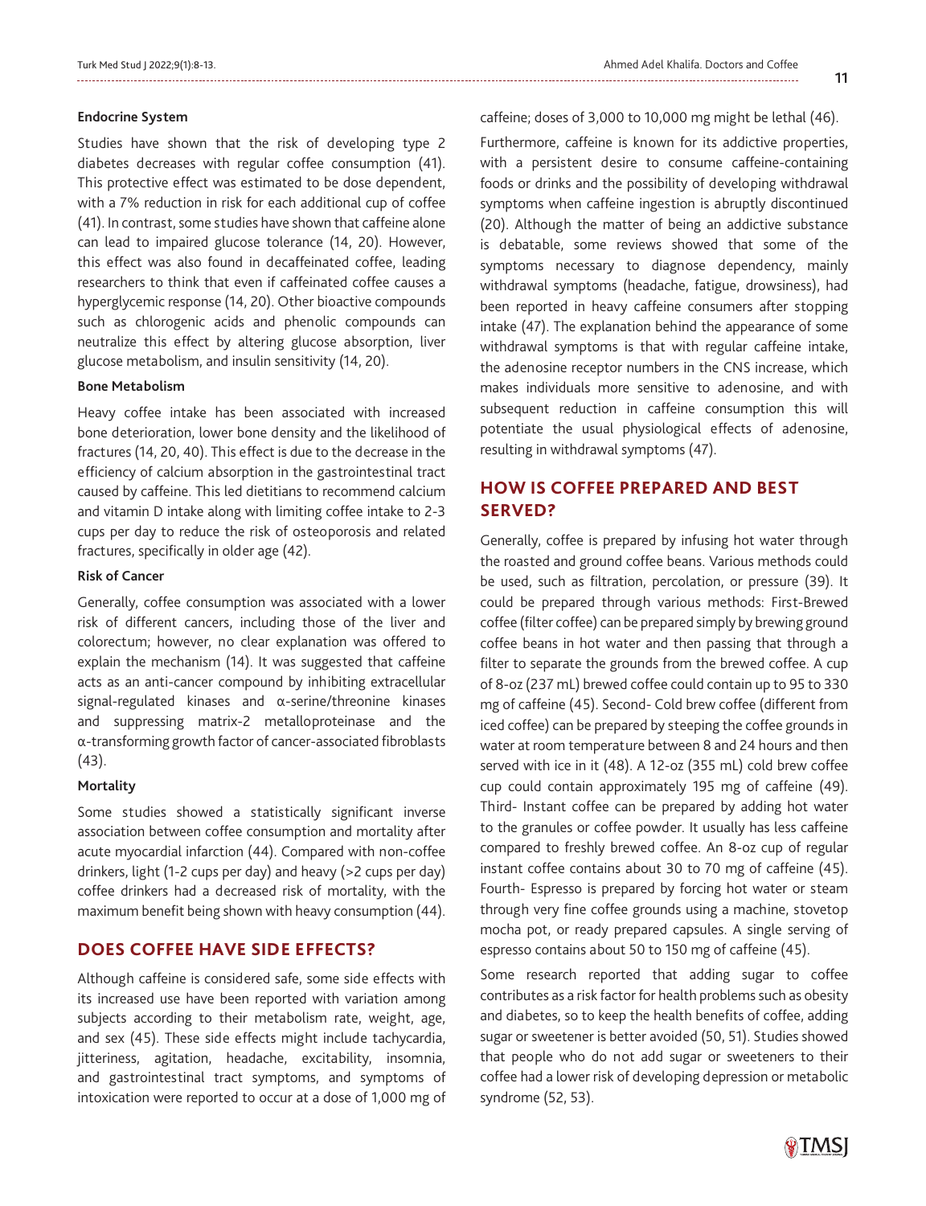### Endocrine System

Studies have shown that the risk of developing type 2 diabetes decreases with regular coffee consumption (41). This protective effect was estimated to be dose dependent, with a 7% reduction in risk for each additional cup of coffee (41). In contrast, some studies have shown that caffeine alone can lead to impaired glucose tolerance (14, 20). However, this effect was also found in decaffeinated coffee, leading researchers to think that even if caffeinated coffee causes a hyperglycemic response (14, 20). Other bioactive compounds such as chlorogenic acids and phenolic compounds can neutralize this effect by altering glucose absorption, liver glucose metabolism, and insulin sensitivity (14, 20).

### Bone Metabolism

Heavy coffee intake has been associated with increased bone deterioration, lower bone density and the likelihood of fractures (14, 20, 40). This effect is due to the decrease in the efficiency of calcium absorption in the gastrointestinal tract caused by caffeine. This led dietitians to recommend calcium and vitamin D intake along with limiting coffee intake to 2-3 cups per day to reduce the risk of osteoporosis and related fractures, specifically in older age (42).

### Risk of Cancer

Generally, coffee consumption was associated with a lower risk of different cancers, including those of the liver and colorectum; however, no clear explanation was offered to explain the mechanism (14). It was suggested that caffeine acts as an anti-cancer compound by inhibiting extracellular signal-regulated kinases and α-serine/threonine kinases and suppressing matrix-2 metalloproteinase and the α-transforming growth factor of cancer-associated fibroblasts (43).

### Mortality

Some studies showed a statistically significant inverse association between coffee consumption and mortality after acute myocardial infarction (44). Compared with non-coffee drinkers, light (1-2 cups per day) and heavy (>2 cups per day) coffee drinkers had a decreased risk of mortality, with the maximum benefit being shown with heavy consumption (44).

## DOES COFFEE HAVE SIDE EFFECTS?

Although caffeine is considered safe, some side effects with its increased use have been reported with variation among subjects according to their metabolism rate, weight, age, and sex (45). These side effects might include tachycardia, jitteriness, agitation, headache, excitability, insomnia, and gastrointestinal tract symptoms, and symptoms of intoxication were reported to occur at a dose of 1,000 mg of caffeine; doses of 3,000 to 10,000 mg might be lethal (46).

Furthermore, caffeine is known for its addictive properties, with a persistent desire to consume caffeine-containing foods or drinks and the possibility of developing withdrawal symptoms when caffeine ingestion is abruptly discontinued (20). Although the matter of being an addictive substance is debatable, some reviews showed that some of the symptoms necessary to diagnose dependency, mainly withdrawal symptoms (headache, fatigue, drowsiness), had been reported in heavy caffeine consumers after stopping intake (47). The explanation behind the appearance of some withdrawal symptoms is that with regular caffeine intake, the adenosine receptor numbers in the CNS increase, which makes individuals more sensitive to adenosine, and with subsequent reduction in caffeine consumption this will potentiate the usual physiological effects of adenosine, resulting in withdrawal symptoms (47).

## HOW IS COFFEE PREPARED AND BEST SERVED?

Generally, coffee is prepared by infusing hot water through the roasted and ground coffee beans. Various methods could be used, such as filtration, percolation, or pressure (39). It could be prepared through various methods: First-Brewed coffee (filter coffee) can be prepared simply by brewing ground coffee beans in hot water and then passing that through a filter to separate the grounds from the brewed coffee. A cup of 8-oz (237 mL) brewed coffee could contain up to 95 to 330 mg of caffeine (45). Second- Cold brew coffee (different from iced coffee) can be prepared by steeping the coffee grounds in water at room temperature between 8 and 24 hours and then served with ice in it (48). A 12-oz (355 mL) cold brew coffee cup could contain approximately 195 mg of caffeine (49). Third- Instant coffee can be prepared by adding hot water to the granules or coffee powder. It usually has less caffeine compared to freshly brewed coffee. An 8-oz cup of regular instant coffee contains about 30 to 70 mg of caffeine (45). Fourth- Espresso is prepared by forcing hot water or steam through very fine coffee grounds using a machine, stovetop mocha pot, or ready prepared capsules. A single serving of espresso contains about 50 to 150 mg of caffeine (45).

Some research reported that adding sugar to coffee contributes as a risk factor for health problems such as obesity and diabetes, so to keep the health benefits of coffee, adding sugar or sweetener is better avoided (50, 51). Studies showed that people who do not add sugar or sweeteners to their coffee had a lower risk of developing depression or metabolic syndrome (52, 53).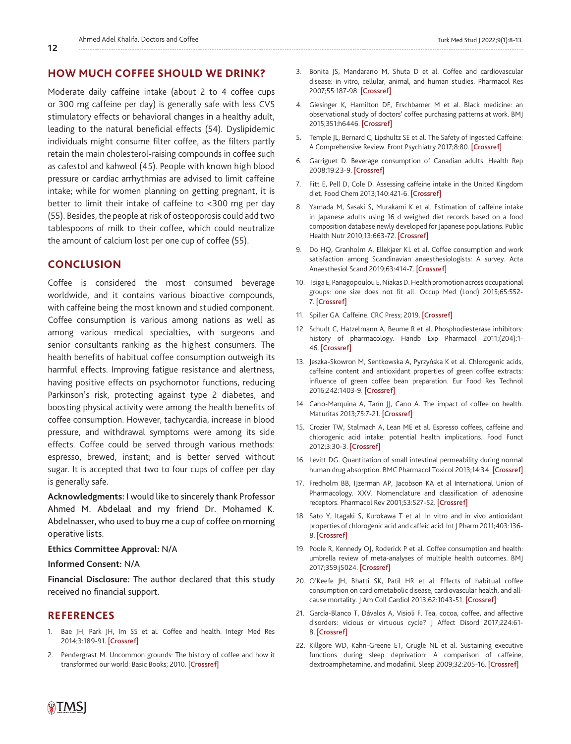## HOW MUCH COFFEE SHOULD WE DRINK?

Moderate daily caffeine intake (about 2 to 4 coffee cups or 300 mg caffeine per day) is generally safe with less CVS stimulatory effects or behavioral changes in a healthy adult, leading to the natural beneficial effects (54). Dyslipidemic individuals might consume filter coffee, as the filters partly retain the main cholesterol-raising compounds in coffee such as cafestol and kahweol (45). People with known high blood pressure or cardiac arrhythmias are advised to limit caffeine intake; while for women planning on getting pregnant, it is better to limit their intake of caffeine to <300 mg per day (55). Besides, the people at risk of osteoporosis could add two tablespoons of milk to their coffee, which could neutralize the amount of calcium lost per one cup of coffee (55).

## CONCLUSION

Coffee is considered the most consumed beverage worldwide, and it contains various bioactive compounds, with caffeine being the most known and studied component. Coffee consumption is various among nations as well as among various medical specialties, with surgeons and senior consultants ranking as the highest consumers. The health benefits of habitual coffee consumption outweigh its harmful effects. Improving fatigue resistance and alertness, having positive effects on psychomotor functions, reducing Parkinson's risk, protecting against type 2 diabetes, and boosting physical activity were among the health benefits of coffee consumption. However, tachycardia, increase in blood pressure, and withdrawal symptoms were among its side effects. Coffee could be served through various methods: espresso, brewed, instant; and is better served without sugar. It is accepted that two to four cups of coffee per day is generally safe.

**Acknowledgments:** I would like to sincerely thank Professor Ahmed M. Abdelaal and my friend Dr. Mohamed K. Abdelnasser, who used to buy me a cup of coffee on morning operative lists.

**Ethics Committee Approval:** N/A

**Informed Consent:** N/A

**Financial Disclosure:** The author declared that this study received no financial support.

## REFERENCES

1. Bae JH, Park JH, Im SS et al. Coffee and health. Integr Med Res 2014;3:189-91. [Crossref]
2. Pendergrast M. Uncommon grounds: The history of coffee and how it transformed our world: Basic Books; 2010. [Crossref]
3. Bonita JS, Mandarano M, Shuta D et al. Coffee and cardiovascular disease: in vitro, cellular, animal, and human studies. Pharmacol Res 2007;55:187-98. [Crossref]
4. Giesinger K, Hamilton DF, Erschbamer M et al. Black medicine: an observational study of doctors' coffee purchasing patterns at work. BMJ 2015;351:h6446. [Crossref]
5. Temple JL, Bernard C, Lipshultz SE et al. The Safety of Ingested Caffeine: A Comprehensive Review. Front Psychiatry 2017;8:80. [Crossref]
6. Garriguet D. Beverage consumption of Canadian adults. Health Rep 2008;19:23-9. [Crossref]
7. Fitt E, Pell D, Cole D. Assessing caffeine intake in the United Kingdom diet. Food Chem 2013;140:421-6. [Crossref]
8. Yamada M, Sasaki S, Murakami K et al. Estimation of caffeine intake in Japanese adults using 16 d weighed diet records based on a food composition database newly developed for Japanese populations. Public Health Nutr 2010;13:663-72. [Crossref]
9. Do HQ, Granholm A, Ellekjaer KL et al. Coffee consumption and work satisfaction among Scandinavian anaesthesiologists: A survey. Acta Anaesthesiol Scand 2019;63:414-7. [Crossref]
10. Tsiga E, Panagopoulou E, Niakas D. Health promotion across occupational groups: one size does not fit all. Occup Med (Lond) 2015;65:552-7. [Crossref]
11. Spiller GA. Caffeine. CRC Press; 2019. [Crossref]
12. Schudt C, Hatzelmann A, Beume R et al. Phosphodiesterase inhibitors: history of pharmacology. Handb Exp Pharmacol 2011;(204):1-46. [Crossref]
13. Jeszka-Skowron M, Sentkowska A, Pyrzyńska K et al. Chlorogenic acids, caffeine content and antioxidant properties of green coffee extracts: influence of green coffee bean preparation. Eur Food Res Technol 2016;242:1403-9. [Crossref]
14. Cano-Marquina A, Tarín JJ, Cano A. The impact of coffee on health. Maturitas 2013;75:7-21. [Crossref]
15. Crozier TW, Stalmach A, Lean ME et al. Espresso coffees, caffeine and chlorogenic acid intake: potential health implications. Food Funct 2012;3:30-3. [Crossref]
16. Levitt DG. Quantitation of small intestinal permeability during normal human drug absorption. BMC Pharmacol Toxicol 2013;14:34. [Crossref]
17. Fredholm BB, IJzerman AP, Jacobson KA et al International Union of Pharmacology. XXV. Nomenclature and classification of adenosine receptors. Pharmacol Rev 2001;53:527-52. [Crossref]
18. Sato Y, Itagaki S, Kurokawa T et al. In vitro and in vivo antioxidant properties of chlorogenic acid and caffeic acid. Int J Pharm 2011;403:136-8. [Crossref]
19. Poole R, Kennedy OJ, Roderick P et al. Coffee consumption and health: umbrella review of meta-analyses of multiple health outcomes. BMJ 2017;359:j5024. [Crossref]
20. O'Keefe JH, Bhatti SK, Patil HR et al. Effects of habitual coffee consumption on cardiometabolic disease, cardiovascular health, and all-cause mortality. J Am Coll Cardiol 2013;62:1043-51. [Crossref]
21. García-Blanco T, Dávalos A, Visioli F. Tea, cocoa, coffee, and affective disorders: vicious or virtuous cycle? J Affect Disord 2017;224:61-8. [Crossref]
22. Killgore WD, Kahn-Greene ET, Grugle NL et al. Sustaining executive functions during sleep deprivation: A comparison of caffeine, dextroamphetamine, and modafinil. Sleep 2009;32:205-16. [Crossref]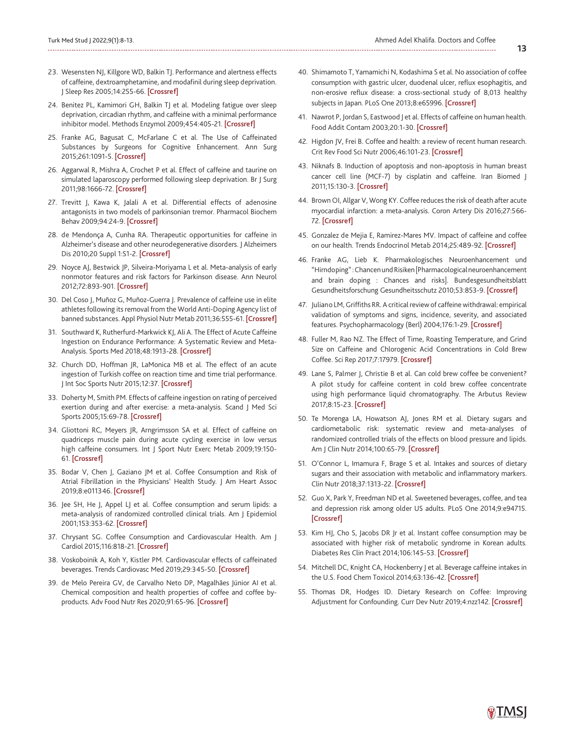23. Wesensten NJ, Killgore WD, Balkin TJ. Performance and alertness effects of caffeine, dextroamphetamine, and modafinil during sleep deprivation. J Sleep Res 2005;14:255-66. [Crossref]

24. Benitez PL, Kamimori GH, Balkin TJ et al. Modeling fatigue over sleep deprivation, circadian rhythm, and caffeine with a minimal performance inhibitor model. Methods Enzymol 2009;454:405-21. [Crossref]

25. Franke AG, Bagusat C, McFarlane C et al. The Use of Caffeinated Substances by Surgeons for Cognitive Enhancement. Ann Surg 2015;261:1091-5. [Crossref]

26. Aggarwal R, Mishra A, Crochet P et al. Effect of caffeine and taurine on simulated laparoscopy performed following sleep deprivation. Br J Surg 2011;98:1666-72. [Crossref]

27. Trevitt J, Kawa K, Jalali A et al. Differential effects of adenosine antagonists in two models of parkinsonian tremor. Pharmacol Biochem Behav 2009;94:24-9. [Crossref]

28. de Mendonça A, Cunha RA. Therapeutic opportunities for caffeine in Alzheimer's disease and other neurodegenerative disorders. J Alzheimers Dis 2010;20 Suppl 1:S1-2. [Crossref]

29. Noyce AJ, Bestwick JP, Silveira-Moriyama L et al. Meta-analysis of early nonmotor features and risk factors for Parkinson disease. Ann Neurol 2012;72:893-901. [Crossref]

30. Del Coso J, Muñoz G, Muñoz-Guerra J. Prevalence of caffeine use in elite athletes following its removal from the World Anti-Doping Agency list of banned substances. Appl Physiol Nutr Metab 2011;36:555-61. [Crossref]

31. Southward K, Rutherfurd-Markwick KJ, Ali A. The Effect of Acute Caffeine Ingestion on Endurance Performance: A Systematic Review and Meta-Analysis. Sports Med 2018;48:1913-28. [Crossref]

32. Church DD, Hoffman JR, LaMonica MB et al. The effect of an acute ingestion of Turkish coffee on reaction time and time trial performance. J Int Soc Sports Nutr 2015;12:37. [Crossref]

33. Doherty M, Smith PM. Effects of caffeine ingestion on rating of perceived exertion during and after exercise: a meta-analysis. Scand J Med Sci Sports 2005;15:69-78. [Crossref]

34. Gliottoni RC, Meyers JR, Arngrimsson SA et al. Effect of caffeine on quadriceps muscle pain during acute cycling exercise in low versus high caffeine consumers. Int J Sport Nutr Exerc Metab 2009;19:150-61. [Crossref]

35. Bodar V, Chen J, Gaziano JM et al. Coffee Consumption and Risk of Atrial Fibrillation in the Physicians' Health Study. J Am Heart Assoc 2019;8:e011346. [Crossref]

36. Jee SH, He J, Appel LJ et al. Coffee consumption and serum lipids: a meta-analysis of randomized controlled clinical trials. Am J Epidemiol 2001;153:353-62. [Crossref]

37. Chrysant SG. Coffee Consumption and Cardiovascular Health. Am J Cardiol 2015;116:818-21. [Crossref]

38. Voskoboinik A, Koh Y, Kistler PM. Cardiovascular effects of caffeinated beverages. Trends Cardiovasc Med 2019;29:345-50. [Crossref]

39. de Melo Pereira GV, de Carvalho Neto DP, Magalhães Júnior AI et al. Chemical composition and health properties of coffee and coffee by-products. Adv Food Nutr Res 2020;91:65-96. [Crossref]

40. Shimamoto T, Yamamichi N, Kodashima S et al. No association of coffee consumption with gastric ulcer, duodenal ulcer, reflux esophagitis, and non-erosive reflux disease: a cross-sectional study of 8,013 healthy subjects in Japan. PLoS One 2013;8:e65996. [Crossref]

41. Nawrot P, Jordan S, Eastwood J et al. Effects of caffeine on human health. Food Addit Contam 2003;20:1-30. [Crossref]

42. Higdon JV, Frei B. Coffee and health: a review of recent human research. Crit Rev Food Sci Nutr 2006;46:101-23. [Crossref]

43. Niknafs B. Induction of apoptosis and non-apoptosis in human breast cancer cell line (MCF-7) by cisplatin and caffeine. Iran Biomed J 2011;15:130-3. [Crossref]

44. Brown OI, Allgar V, Wong KY. Coffee reduces the risk of death after acute myocardial infarction: a meta-analysis. Coron Artery Dis 2016;27:566-72. [Crossref]

45. Gonzalez de Mejia E, Ramirez-Mares MV. Impact of caffeine and coffee on our health. Trends Endocrinol Metab 2014;25:489-92. [Crossref]

46. Franke AG, Lieb K. Pharmakologisches Neuroenhancement und "Hirndoping": Chancen und Risiken [Pharmacological neuroenhancement and brain doping : Chances and risks]. Bundesgesundheitsblatt Gesundheitsforschung Gesundheitsschutz 2010;53:853-9. [Crossref]

47. Juliano LM, Griffiths RR. A critical review of caffeine withdrawal: empirical validation of symptoms and signs, incidence, severity, and associated features. Psychopharmacology (Berl) 2004;176:1-29. [Crossref]

48. Fuller M, Rao NZ. The Effect of Time, Roasting Temperature, and Grind Size on Caffeine and Chlorogenic Acid Concentrations in Cold Brew Coffee. Sci Rep 2017;7:17979. [Crossref]

49. Lane S, Palmer J, Christie B et al. Can cold brew coffee be convenient? A pilot study for caffeine content in cold brew coffee concentrate using high performance liquid chromatography. The Arbutus Review 2017;8:15-23. [Crossref]

50. Te Morenga LA, Howatson AJ, Jones RM et al. Dietary sugars and cardiometabolic risk: systematic review and meta-analyses of randomized controlled trials of the effects on blood pressure and lipids. Am J Clin Nutr 2014;100:65-79. [Crossref]

51. O'Connor L, Imamura F, Brage S et al. Intakes and sources of dietary sugars and their association with metabolic and inflammatory markers. Clin Nutr 2018;37:1313-22. [Crossref]

52. Guo X, Park Y, Freedman ND et al. Sweetened beverages, coffee, and tea and depression risk among older US adults. PLoS One 2014;9:e94715. [Crossref]

53. Kim HJ, Cho S, Jacobs DR Jr et al. Instant coffee consumption may be associated with higher risk of metabolic syndrome in Korean adults. Diabetes Res Clin Pract 2014;106:145-53. [Crossref]

54. Mitchell DC, Knight CA, Hockenberry J et al. Beverage caffeine intakes in the U.S. Food Chem Toxicol 2014;63:136-42. [Crossref]

55. Thomas DR, Hodges ID. Dietary Research on Coffee: Improving Adjustment for Confounding. Curr Dev Nutr 2019;4:nzz142. [Crossref]